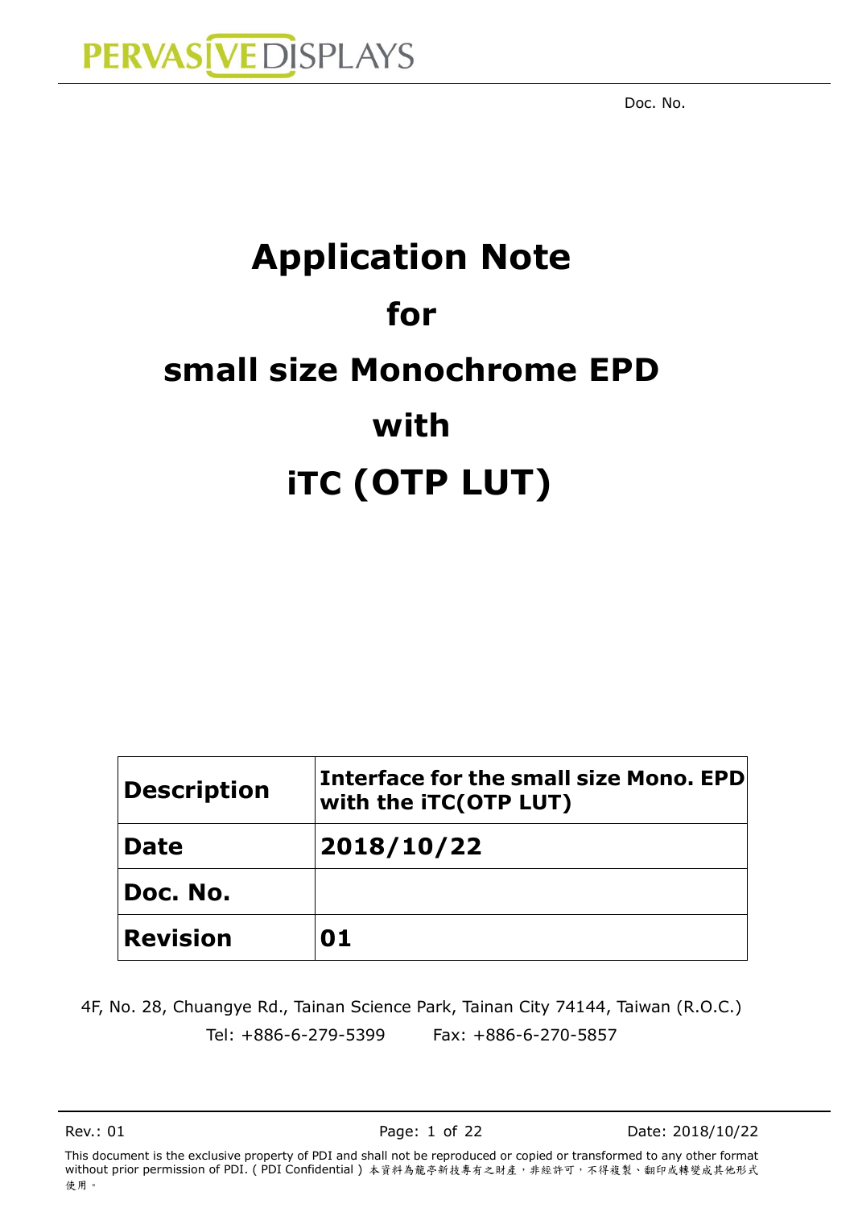PERVASIVE DISPLAYS

Doc. No.

# Application Note
# for
# small size Monochrome EPD
# with
# iTC (OTP LUT)

| | |
|---|---|
| **Description** | **Interface for the small size Mono. EPD with the iTC(OTP LUT)** |
| **Date** | **2018/10/22** |
| **Doc. No.** | |
| **Revision** | **01** |

4F, No. 28, Chuangye Rd., Tainan Science Park, Tainan City 74144, Taiwan (R.O.C.)

Tel: +886-6-279-5399 Fax: +886-6-270-5857

This document is the exclusive property of PDI and shall not be reproduced or copied or transformed to any other format without prior permission of PDI. ( PDI Confidential ) 本資料為龍亭新技專有之財產，非經許可，不得複製、翻印或轉變成其他形式使用。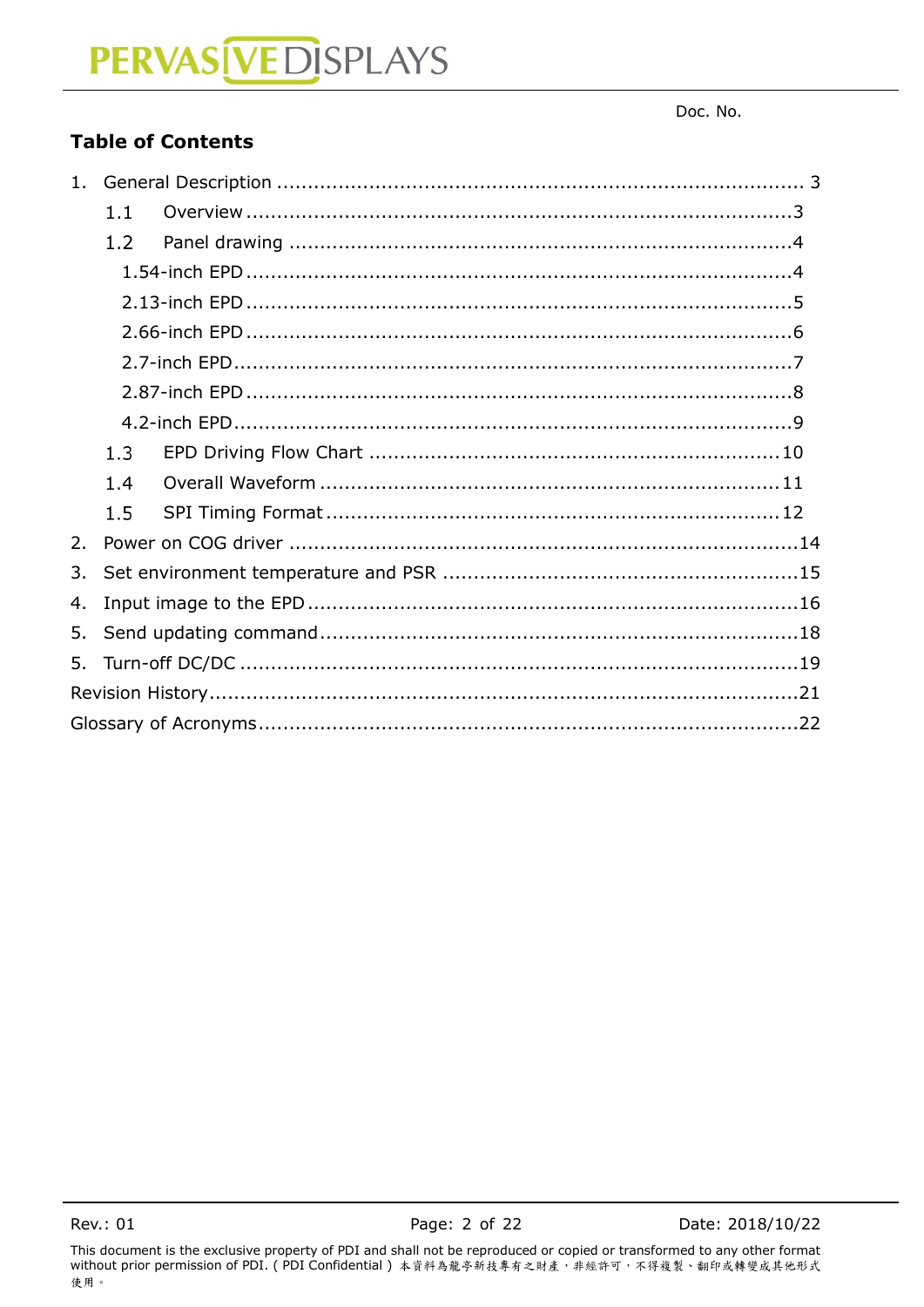Doc. No.

## Table of Contents

1. General Description ..................................................................................... 3
    - 1.1 Overview ........................................................................................3
    - 1.2 Panel drawing .................................................................................4
        - 1.54-inch EPD .........................................................................................4
        - 2.13-inch EPD .........................................................................................5
        - 2.66-inch EPD .........................................................................................6
        - 2.7-inch EPD ...........................................................................................7
        - 2.87-inch EPD .........................................................................................8
        - 4.2-inch EPD ...........................................................................................9
    - 1.3 EPD Driving Flow Chart ...................................................................10
    - 1.4 Overall Waveform ...........................................................................11
    - 1.5 SPI Timing Format ..........................................................................12
2. Power on COG driver ..................................................................................14
3. Set environment temperature and PSR ..........................................................15
4. Input image to the EPD ...............................................................................16
5. Send updating command .............................................................................18
5. Turn-off DC/DC ..........................................................................................19

Revision History ...............................................................................................21

Glossary of Acronyms .......................................................................................22

This document is the exclusive property of PDI and shall not be reproduced or copied or transformed to any other format without prior permission of PDI. ( PDI Confidential ) 本資料為龍亭新技專有之財產，非經許可，不得複製、翻印或轉變成其他形式使用。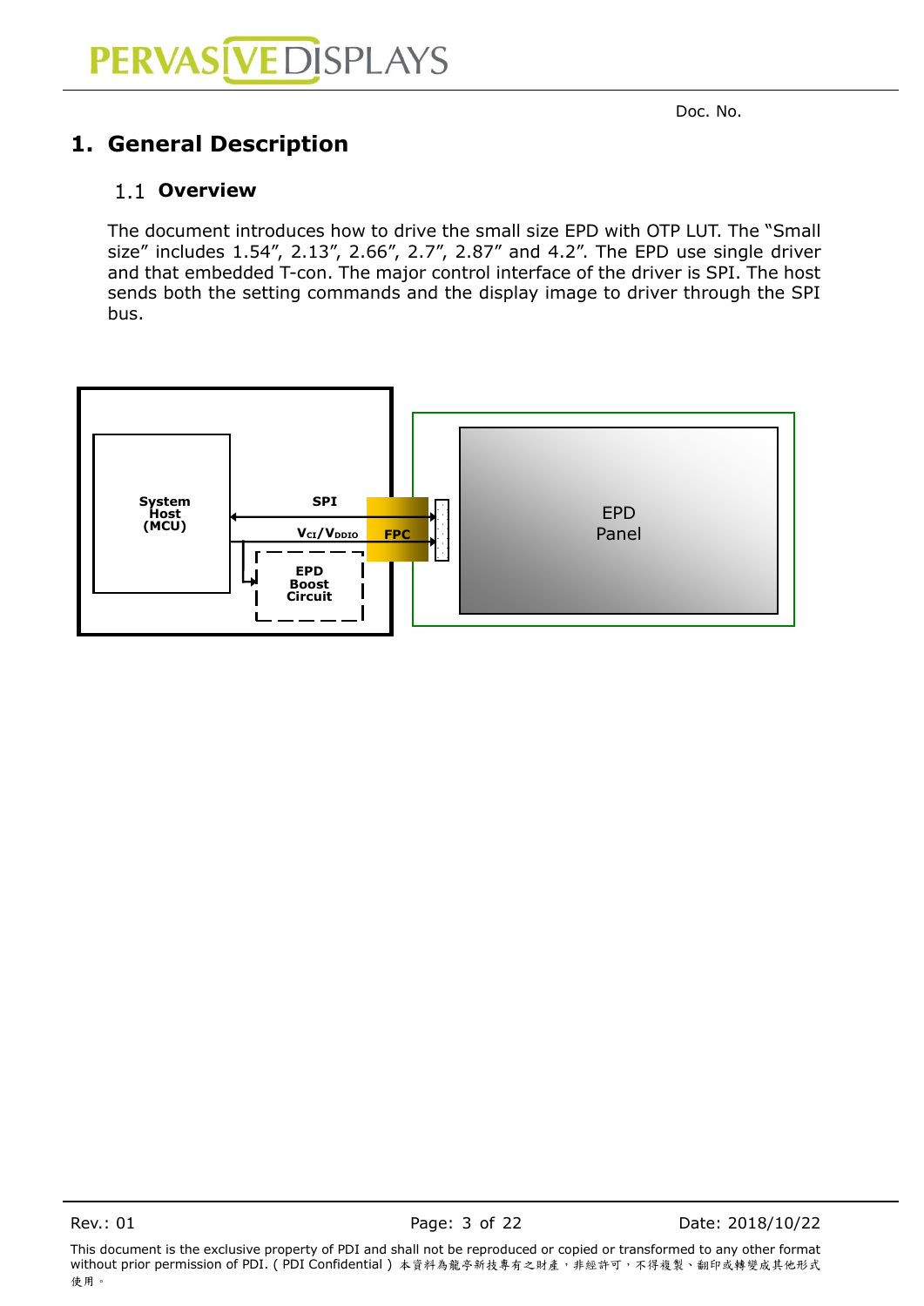Doc. No.

# 1. General Description

## 1.1 Overview

The document introduces how to drive the small size EPD with OTP LUT. The "Small size" includes 1.54", 2.13", 2.66", 2.7", 2.87" and 4.2". The EPD use single driver and that embedded T-con. The major control interface of the driver is SPI. The host sends both the setting commands and the display image to driver through the SPI bus.

System Host (MCU)

SPI

$V_{CI}/V_{DDIO}$

FPC

EPD Boost Circuit

EPD Panel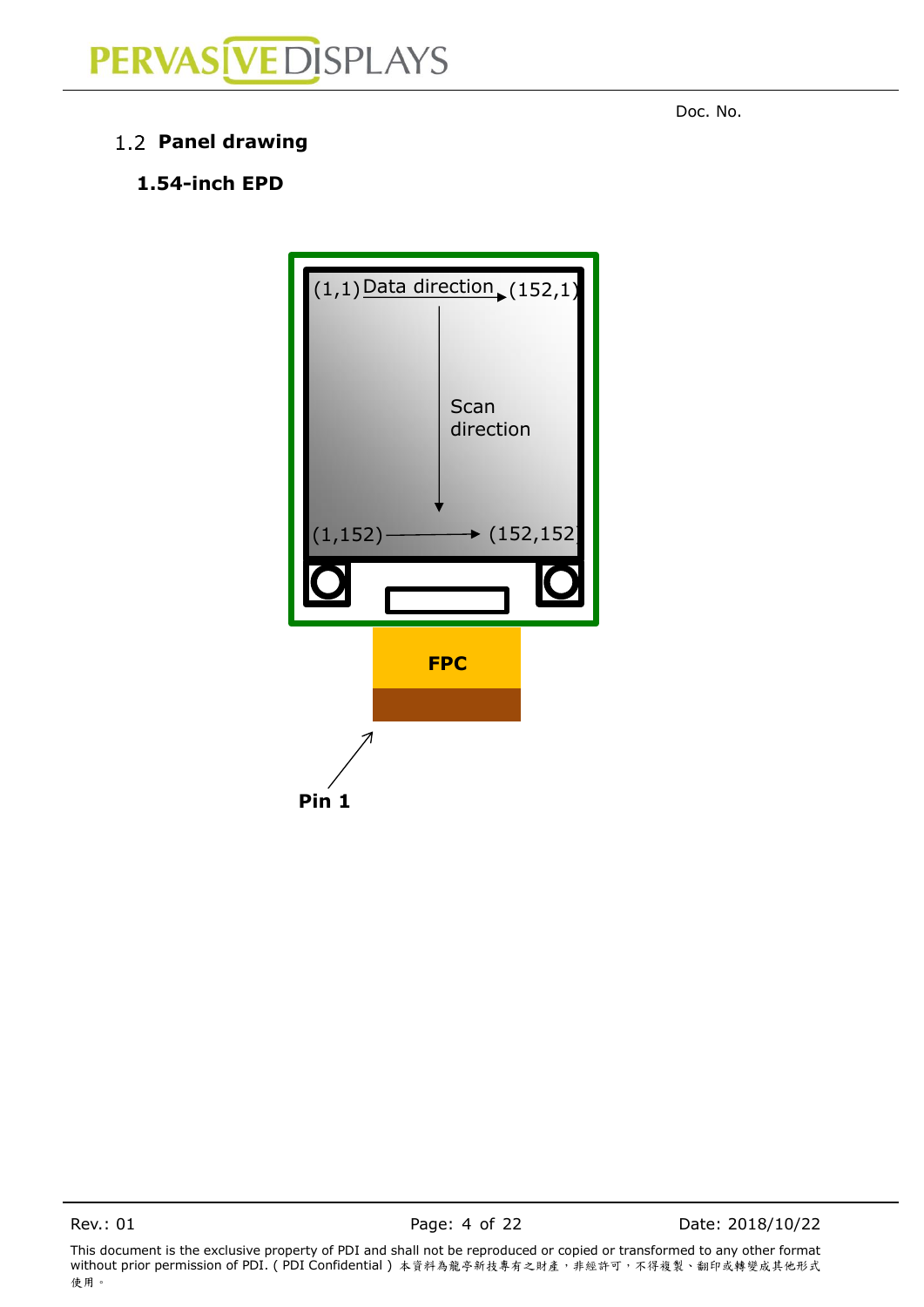Doc. No.

## 1.2 Panel drawing

### 1.54-inch EPD

(1,1) Data direction (152,1)

Scan direction

(1,152) (152,152)

FPC

Pin 1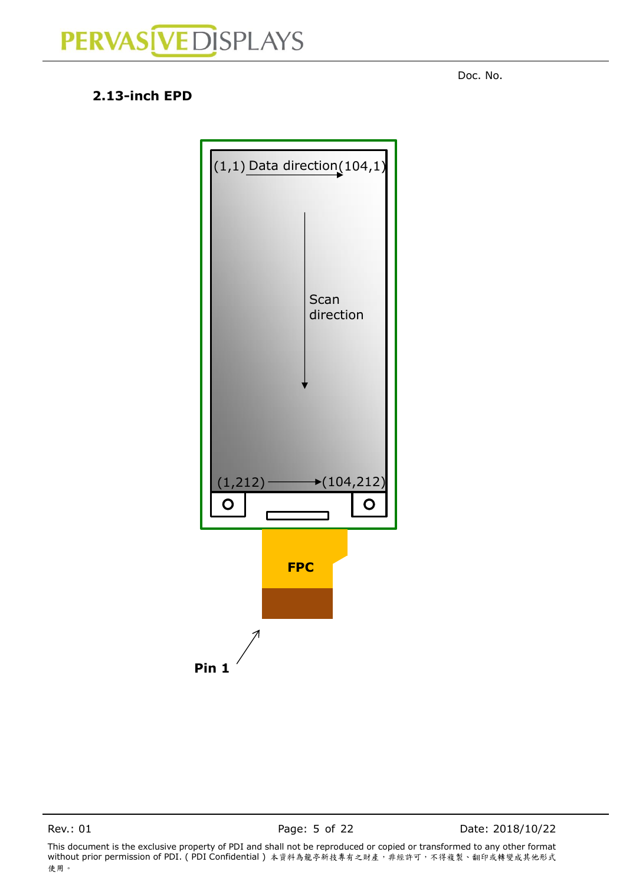Doc. No.

**2.13-inch EPD**

(1,1) Data direction (104,1)

Scan direction

(1,212) (104,212)

FPC

Pin 1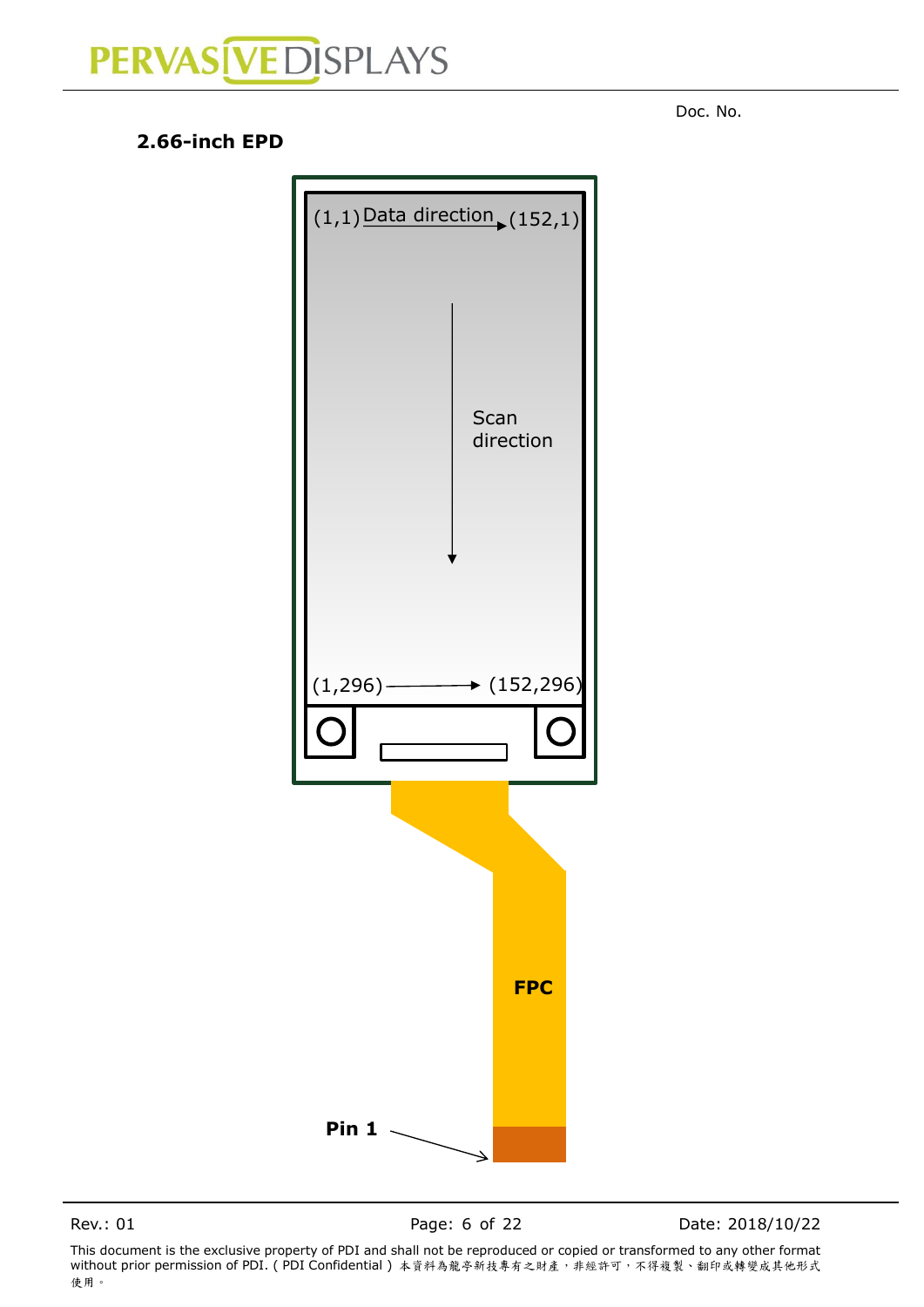Doc. No.

**2.66-inch EPD**

(1,1) Data direction (152,1)

Scan direction

(1,296) (152,296)

FPC

**Pin 1**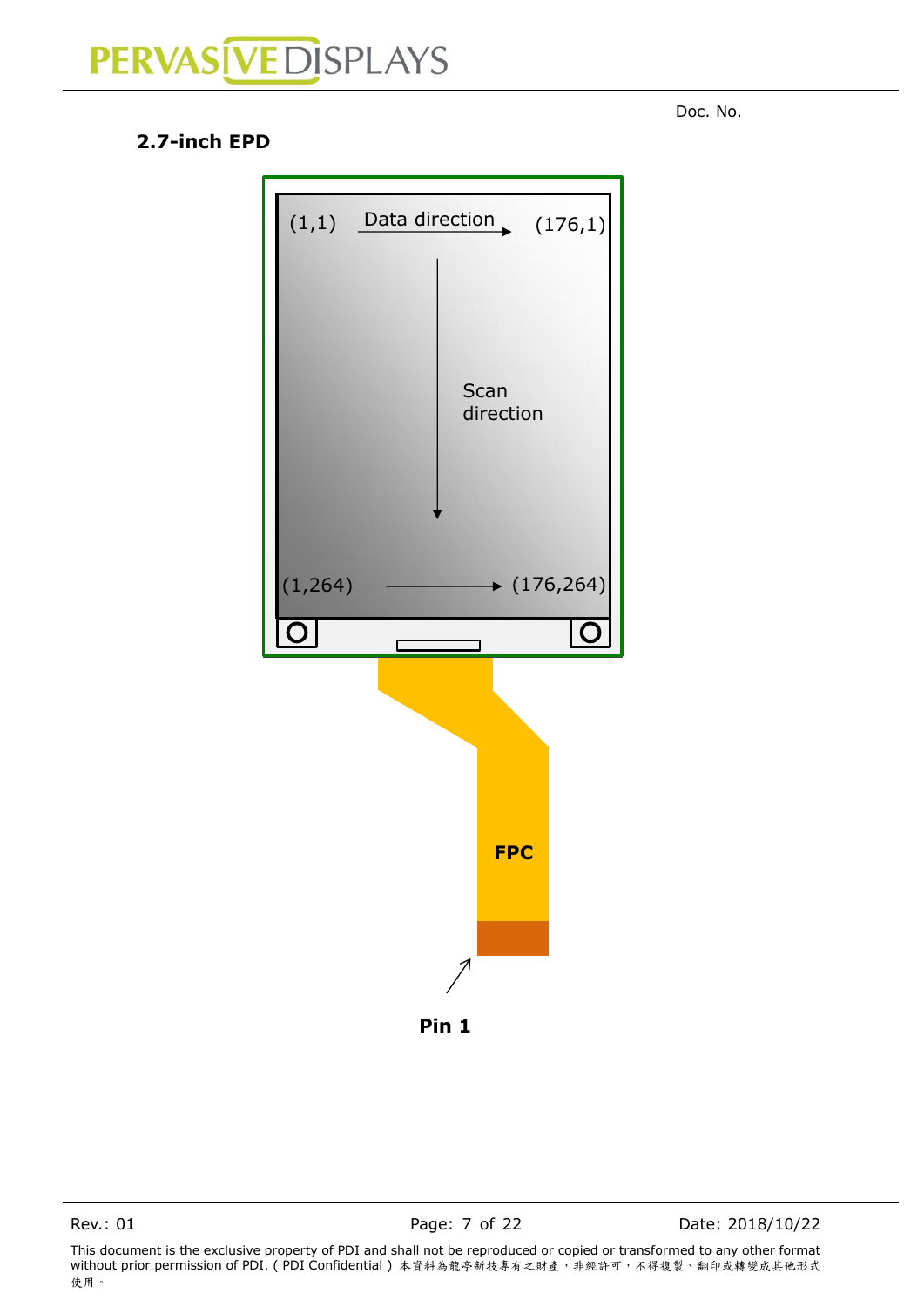Doc. No.

**2.7-inch EPD**

(1,1) Data direction (176,1)

Scan direction

(1,264) (176,264)

FPC

Pin 1

This document is the exclusive property of PDI and shall not be reproduced or copied or transformed to any other format without prior permission of PDI. ( PDI Confidential ) 本資料為龍亭新技專有之財產，非經許可，不得複製、翻印或轉變成其他形式使用。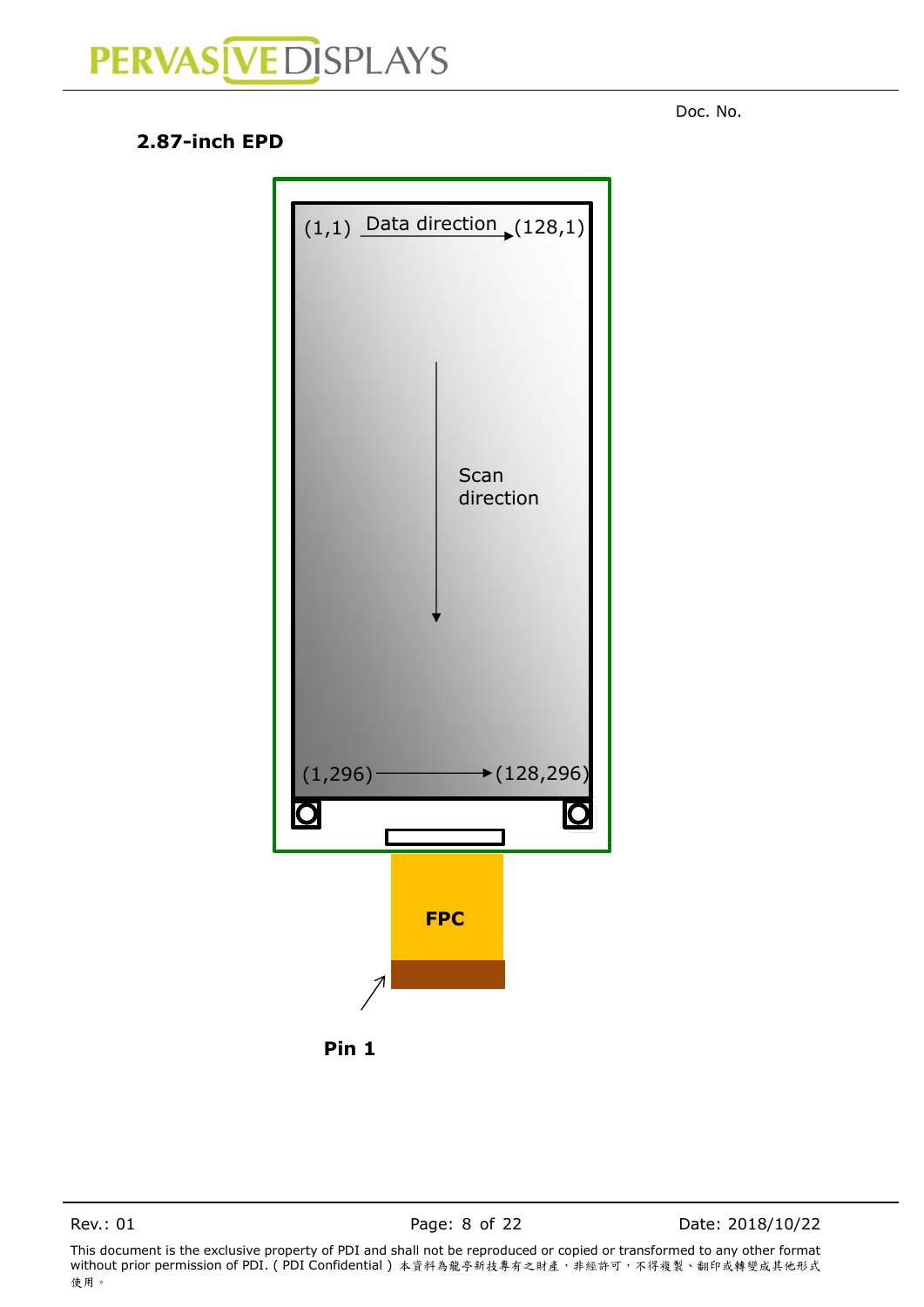Doc. No.

**2.87-inch EPD**

(1,1) Data direction (128,1)

Scan direction

(1,296) (128,296)

FPC

**Pin 1**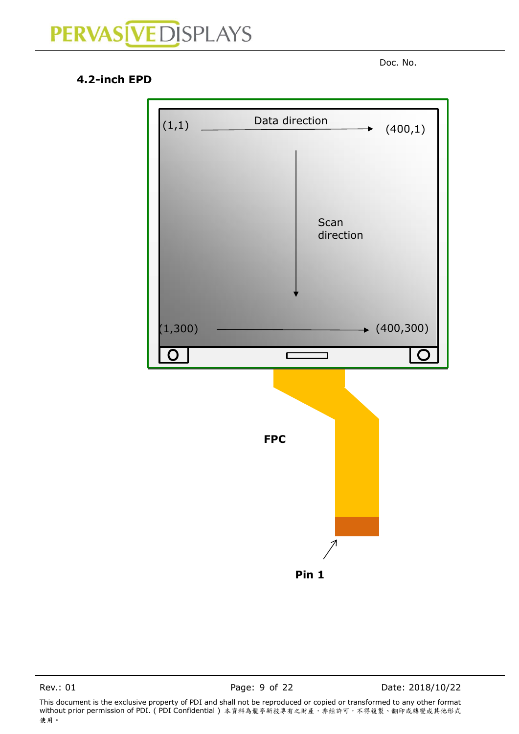Doc. No.

### 4.2-inch EPD

(1,1) Data direction (400,1)

Scan direction

(1,300) (400,300)

FPC

Pin 1

This document is the exclusive property of PDI and shall not be reproduced or copied or transformed to any other format without prior permission of PDI. ( PDI Confidential ) 本資料為龍亭新技專有之財產，非經許可，不得複製、翻印或轉變成其他形式使用。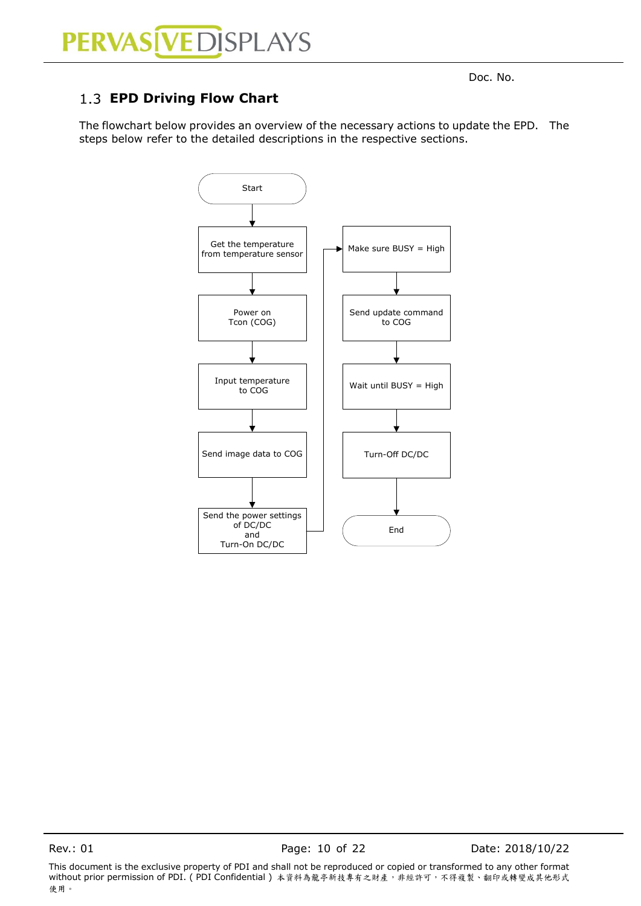Doc. No.

## 1.3 EPD Driving Flow Chart

The flowchart below provides an overview of the necessary actions to update the EPD. The steps below refer to the detailed descriptions in the respective sections.

Start

Get the temperature from temperature sensor

Power on Tcon (COG)

Input temperature to COG

Send image data to COG

Send the power settings of DC/DC and Turn-On DC/DC

Make sure BUSY = High

Send update command to COG

Wait until BUSY = High

Turn-Off DC/DC

End

This document is the exclusive property of PDI and shall not be reproduced or copied or transformed to any other format without prior permission of PDI. ( PDI Confidential ) 本資料為龍亭新技專有之財產，非經許可，不得複製、翻印或轉變成其他形式使用。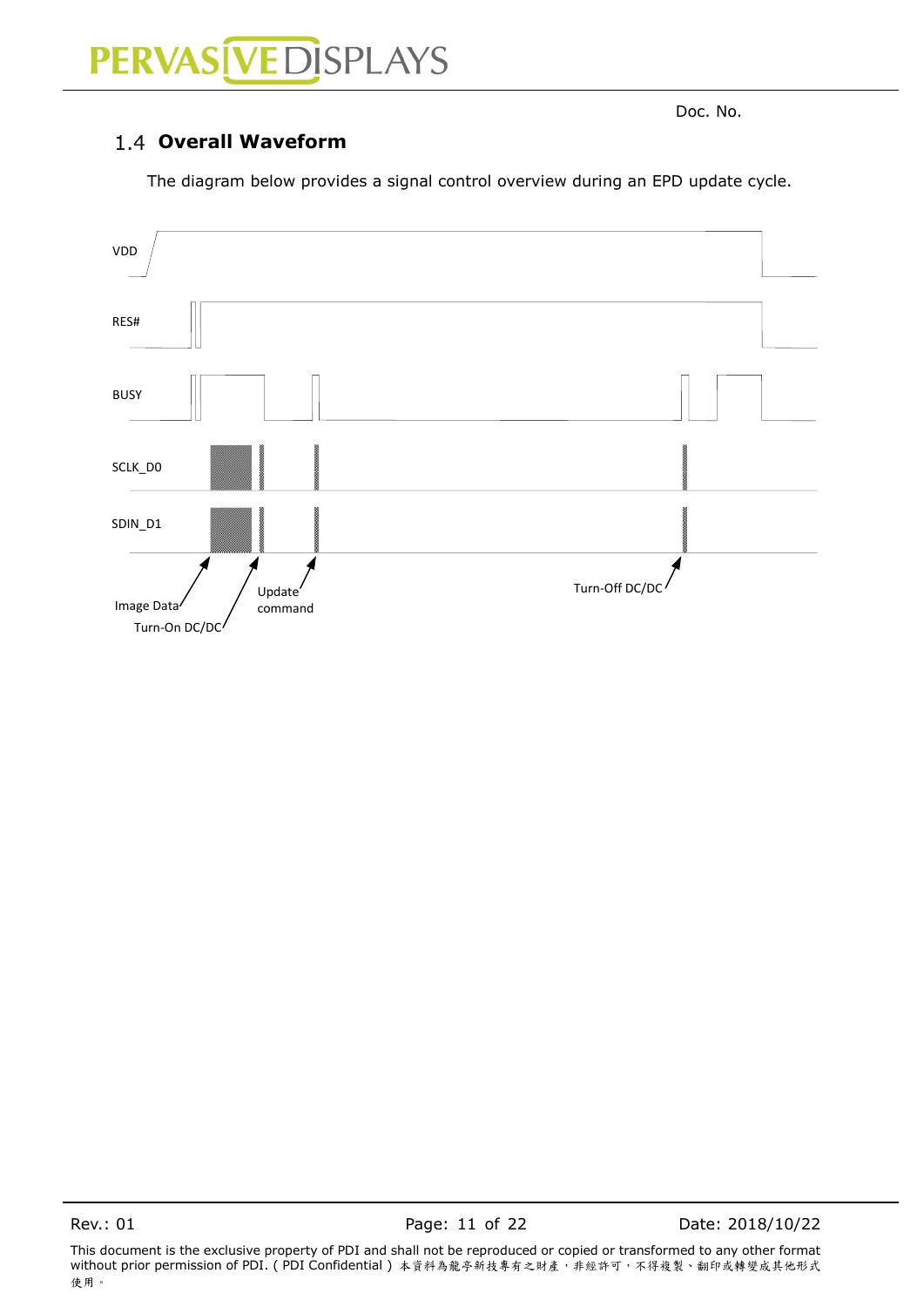Doc. No.

## 1.4 Overall Waveform

The diagram below provides a signal control overview during an EPD update cycle.

VDD

RES#

BUSY

SCLK_D0

SDIN_D1

Image Data

Turn-On DC/DC

Update command

Turn-Off DC/DC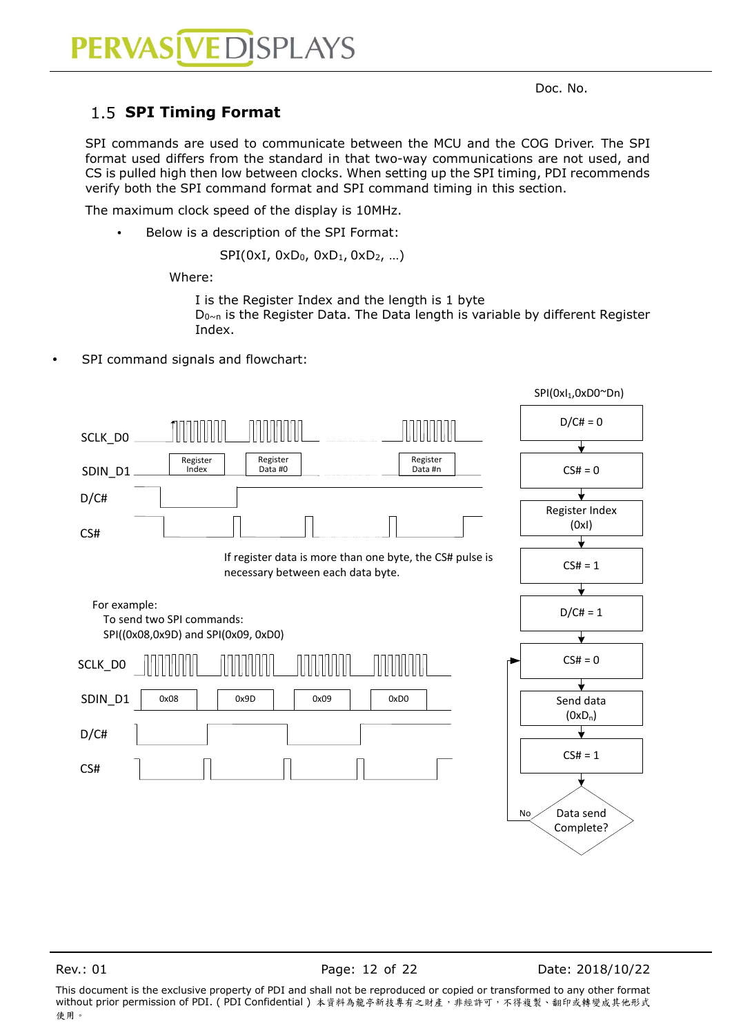Doc. No.

## 1.5 SPI Timing Format

SPI commands are used to communicate between the MCU and the COG Driver. The SPI format used differs from the standard in that two-way communications are not used, and CS is pulled high then low between clocks. When setting up the SPI timing, PDI recommends verify both the SPI command format and SPI command timing in this section.

The maximum clock speed of the display is 10MHz.

- Below is a description of the SPI Format:

  SPI(0xI, 0xD$_0$, 0xD$_1$, 0xD$_2$, …)

  Where:

  I is the Register Index and the length is 1 byte
  D$_{0\sim n}$ is the Register Data. The Data length is variable by different Register Index.

- SPI command signals and flowchart:

SPI(0xI$_1$,0xD0~Dn)

SCLK_D0

SDIN_D1 — Register Index, Register Data #0, Register Data #n

D/C#

CS#

If register data is more than one byte, the CS# pulse is necessary between each data byte.

For example:
To send two SPI commands:
SPI((0x08,0x9D) and SPI(0x09, 0xD0)

SCLK_D0

SDIN_D1 — 0x08, 0x9D, 0x09, 0xD0

D/C#

CS#

Flowchart: D/C# = 0 → CS# = 0 → Register Index (0xI) → CS# = 1 → D/C# = 1 → CS# = 0 → Send data (0xD$_n$) → CS# = 1 → Data send Complete? (No → back to CS# = 0)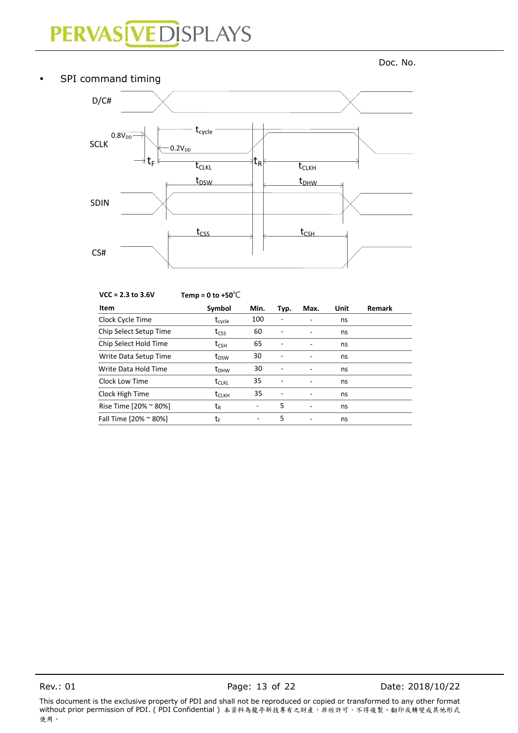Doc. No.

- SPI command timing

VCC = 2.3 to 3.6V     Temp = 0 to +50℃

| Item | Symbol | Min. | Typ. | Max. | Unit | Remark |
|---|---|---|---|---|---|---|
| Clock Cycle Time | $t_{cycle}$ | 100 | - | - | ns | |
| Chip Select Setup Time | $t_{CSS}$ | 60 | - | - | ns | |
| Chip Select Hold Time | $t_{CSH}$ | 65 | - | - | ns | |
| Write Data Setup Time | $t_{DSW}$ | 30 | - | - | ns | |
| Write Data Hold Time | $t_{DHW}$ | 30 | - | - | ns | |
| Clock Low Time | $t_{CLKL}$ | 35 | - | - | ns | |
| Clock High Time | $t_{CLKH}$ | 35 | - | - | ns | |
| Rise Time [20% ~ 80%] | $t_R$ | - | 5 | - | ns | |
| Fall Time [20% ~ 80%] | $t_F$ | - | 5 | - | ns | |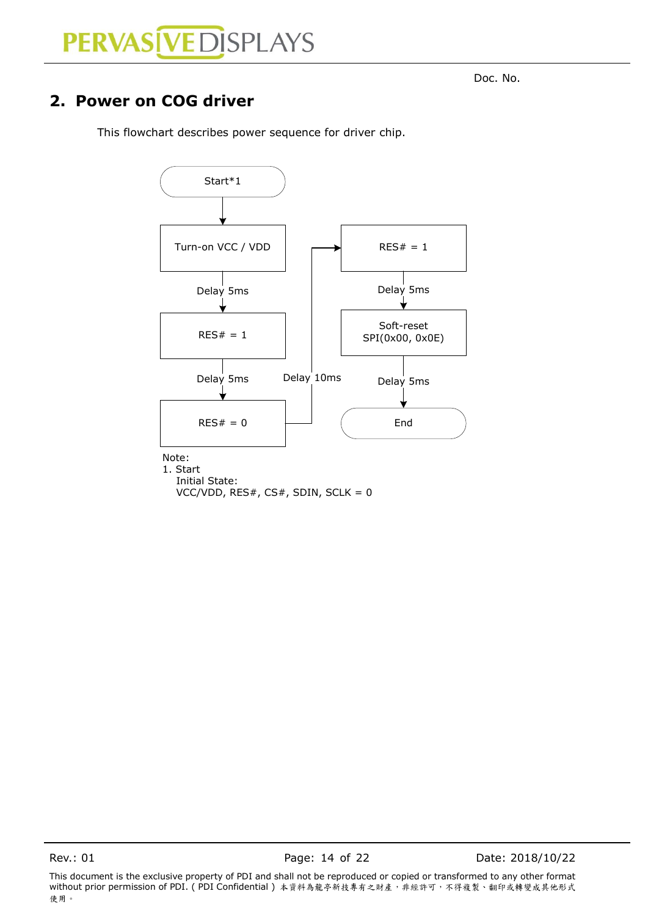Doc. No.

## 2. Power on COG driver

This flowchart describes power sequence for driver chip.

Start*1

Turn-on VCC / VDD

Delay 5ms

RES# = 1

Delay 5ms

RES# = 0

Delay 10ms

RES# = 1

Delay 5ms

Soft-reset
SPI(0x00, 0x0E)

Delay 5ms

End

Note:
1. Start
   Initial State:
   VCC/VDD, RES#, CS#, SDIN, SCLK = 0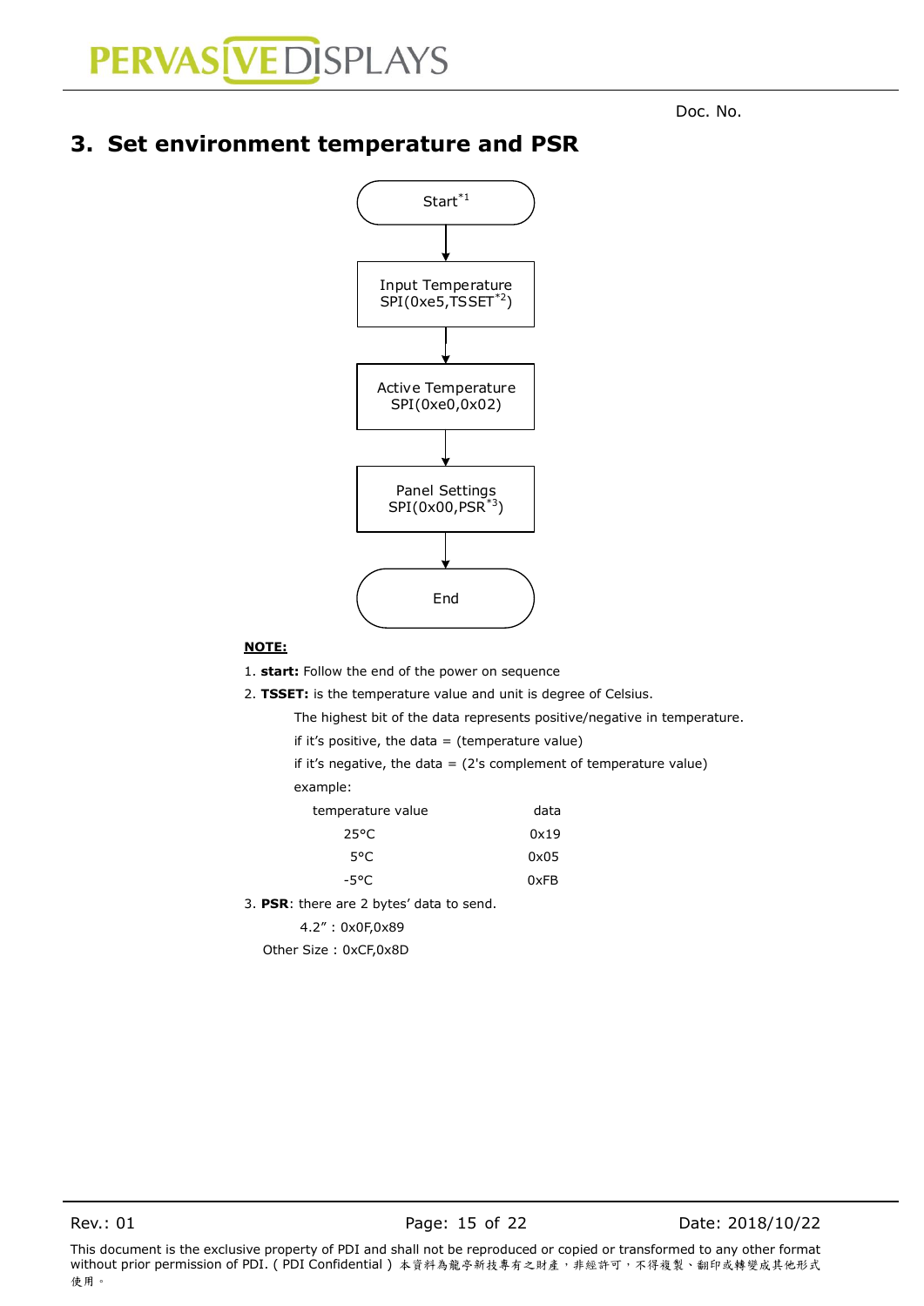Doc. No.

## 3. Set environment temperature and PSR

Start[*1]

↓

Input Temperature
SPI(0xe5,TSSET[*2])

↓

Active Temperature
SPI(0xe0,0x02)

↓

Panel Settings
SPI(0x00,PSR[*3])

↓

End

**NOTE:**

1. **start:** Follow the end of the power on sequence
2. **TSSET:** is the temperature value and unit is degree of Celsius.

   The highest bit of the data represents positive/negative in temperature.

   if it's positive, the data = (temperature value)

   if it's negative, the data = (2's complement of temperature value)

   example:

| temperature value | data |
|---|---|
| 25°C | 0x19 |
| 5°C | 0x05 |
| -5°C | 0xFB |

3. **PSR**: there are 2 bytes' data to send.

   4.2" : 0x0F,0x89

   Other Size : 0xCF,0x8D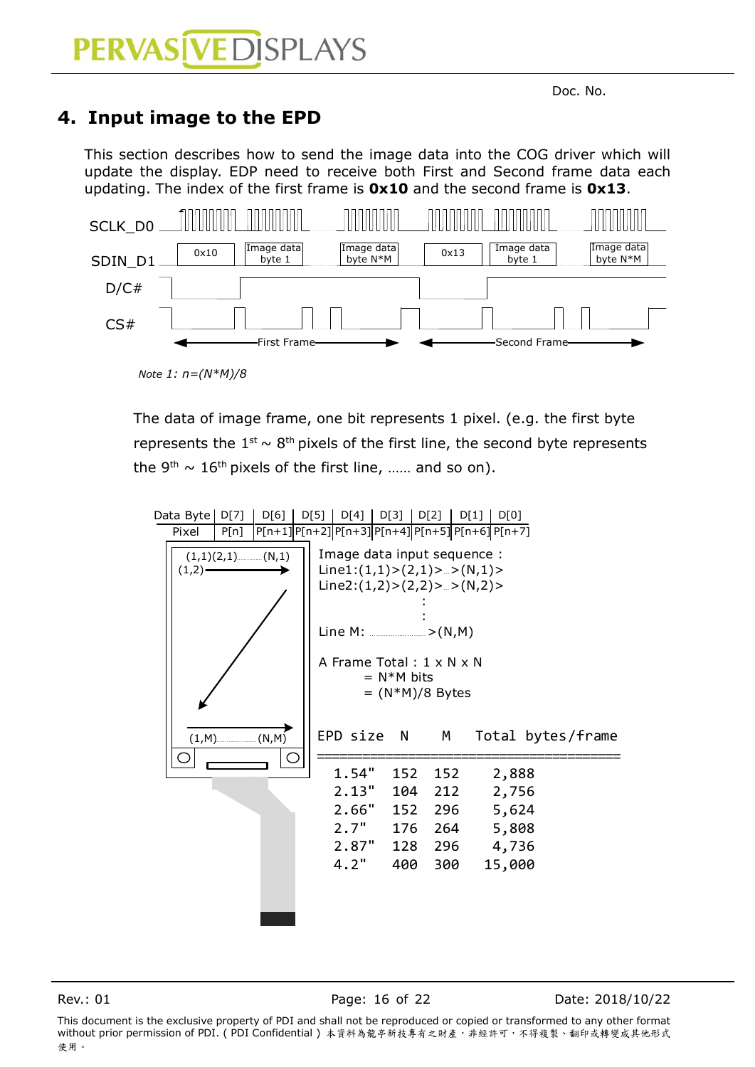Doc. No.

## 4. Input image to the EPD

This section describes how to send the image data into the COG driver which will update the display. EDP need to receive both First and Second frame data each updating. The index of the first frame is **0x10** and the second frame is **0x13**.

SCLK_D0

SDIN_D1: 0x10 | Image data byte 1 | Image data byte N*M | 0x13 | Image data byte 1 | Image data byte N*M

D/C#

CS#

First Frame — Second Frame

*Note 1: n=(N*M)/8*

The data of image frame, one bit represents 1 pixel. (e.g. the first byte represents the 1st ~ 8th pixels of the first line, the second byte represents the 9th ~ 16th pixels of the first line, …… and so on).

| Data Byte | D[7] | D[6] | D[5] | D[4] | D[3] | D[2] | D[1] | D[0] |
|---|---|---|---|---|---|---|---|---|
| Pixel | P[n] | P[n+1] | P[n+2] | P[n+3] | P[n+4] | P[n+5] | P[n+6] | P[n+7] |

(1,1)(2,1)……(N,1)
(1,2)
(1,M)……(N,M)

Image data input sequence :
Line1:(1,1)>(2,1)>…>(N,1)>
Line2:(1,2)>(2,2)>…>(N,2)>
:
:
Line M: ……………>(N,M)

A Frame Total : 1 x N x N
= N*M bits
= (N*M)/8 Bytes

| EPD size | N | M | Total bytes/frame |
|---|---|---|---|
| 1.54" | 152 | 152 | 2,888 |
| 2.13" | 104 | 212 | 2,756 |
| 2.66" | 152 | 296 | 5,624 |
| 2.7" | 176 | 264 | 5,808 |
| 2.87" | 128 | 296 | 4,736 |
| 4.2" | 400 | 300 | 15,000 |

Rev.: 01 Date: 2018/10/22

This document is the exclusive property of PDI and shall not be reproduced or copied or transformed to any other format without prior permission of PDI. ( PDI Confidential ) 本資料為龍亭新技專有之財產，非經許可，不得複製、翻印或轉變成其他形式使用。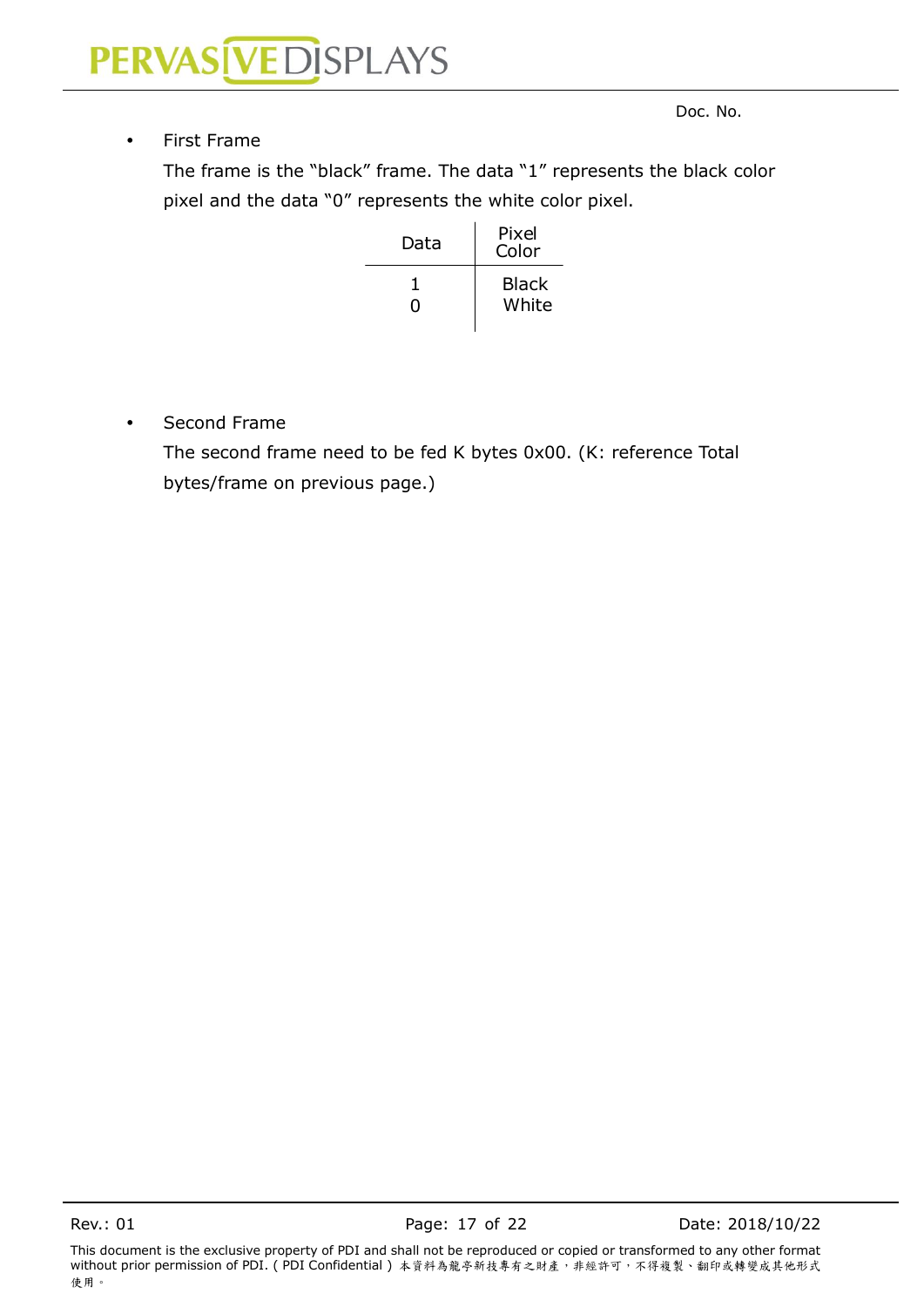- First Frame

  The frame is the “black” frame. The data “1” represents the black color pixel and the data “0” represents the white color pixel.

| Data | Pixel Color |
|---|---|
| 1 | Black |
| 0 | White |

- Second Frame

  The second frame need to be fed K bytes 0x00. (K: reference Total bytes/frame on previous page.)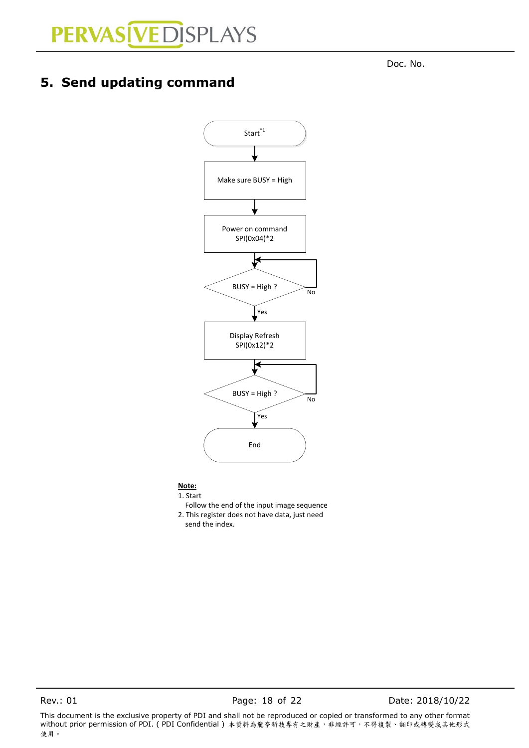Doc. No.

# 5. Send updating command

Start[*1]

Make sure BUSY = High

Power on command
SPI(0x04)*2

BUSY = High ?
No
Yes

Display Refresh
SPI(0x12)*2

BUSY = High ?
No
Yes

End

**Note:**

1. Start
   Follow the end of the input image sequence
2. This register does not have data, just need
   send the index.

This document is the exclusive property of PDI and shall not be reproduced or copied or transformed to any other format without prior permission of PDI. ( PDI Confidential ) 本資料為龍亭新技專有之財產，非經許可，不得複製、翻印或轉變成其他形式使用。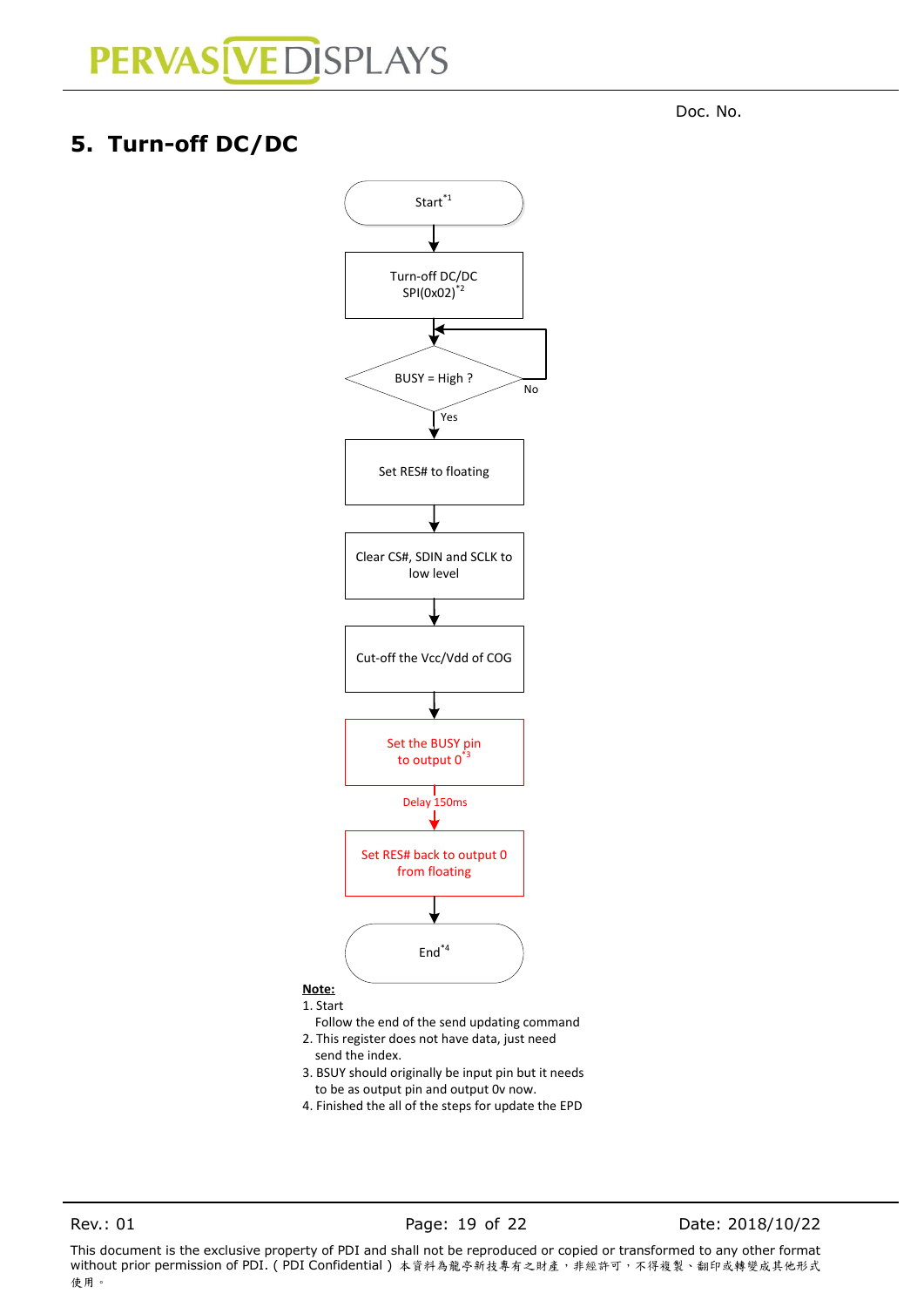Doc. No.

## 5. Turn-off DC/DC

Start[*1]

Turn-off DC/DC
SPI(0x02)[*2]

BUSY = High ?

No

Yes

Set RES# to floating

Clear CS#, SDIN and SCLK to low level

Cut-off the Vcc/Vdd of COG

Set the BUSY pin to output 0[*3]

Delay 150ms

Set RES# back to output 0 from floating

End[*4]

**Note:**

1. Start
   Follow the end of the send updating command
2. This register does not have data, just need send the index.
3. BSUY should originally be input pin but it needs to be as output pin and output 0v now.
4. Finished the all of the steps for update the EPD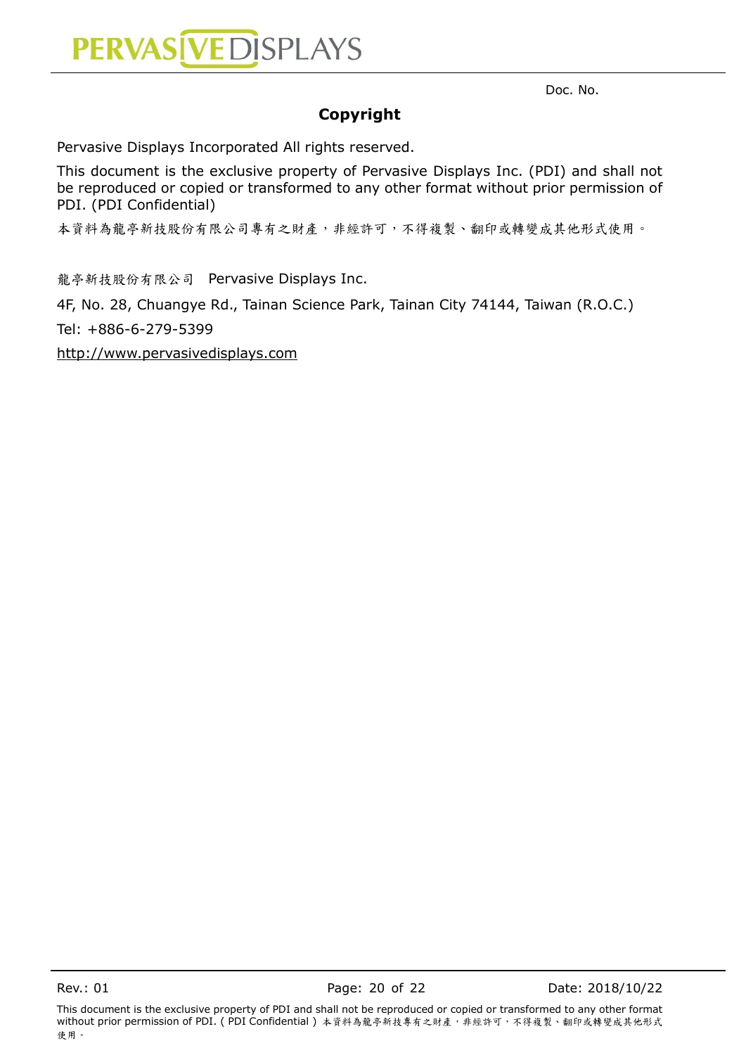## Copyright

Pervasive Displays Incorporated All rights reserved.

This document is the exclusive property of Pervasive Displays Inc. (PDI) and shall not be reproduced or copied or transformed to any other format without prior permission of PDI. (PDI Confidential)

本資料為龍亭新技股份有限公司專有之財產，非經許可，不得複製、翻印或轉變成其他形式使用。

龍亭新技股份有限公司 Pervasive Displays Inc.

4F, No. 28, Chuangye Rd., Tainan Science Park, Tainan City 74144, Taiwan (R.O.C.)

Tel: +886-6-279-5399

http://www.pervasivedisplays.com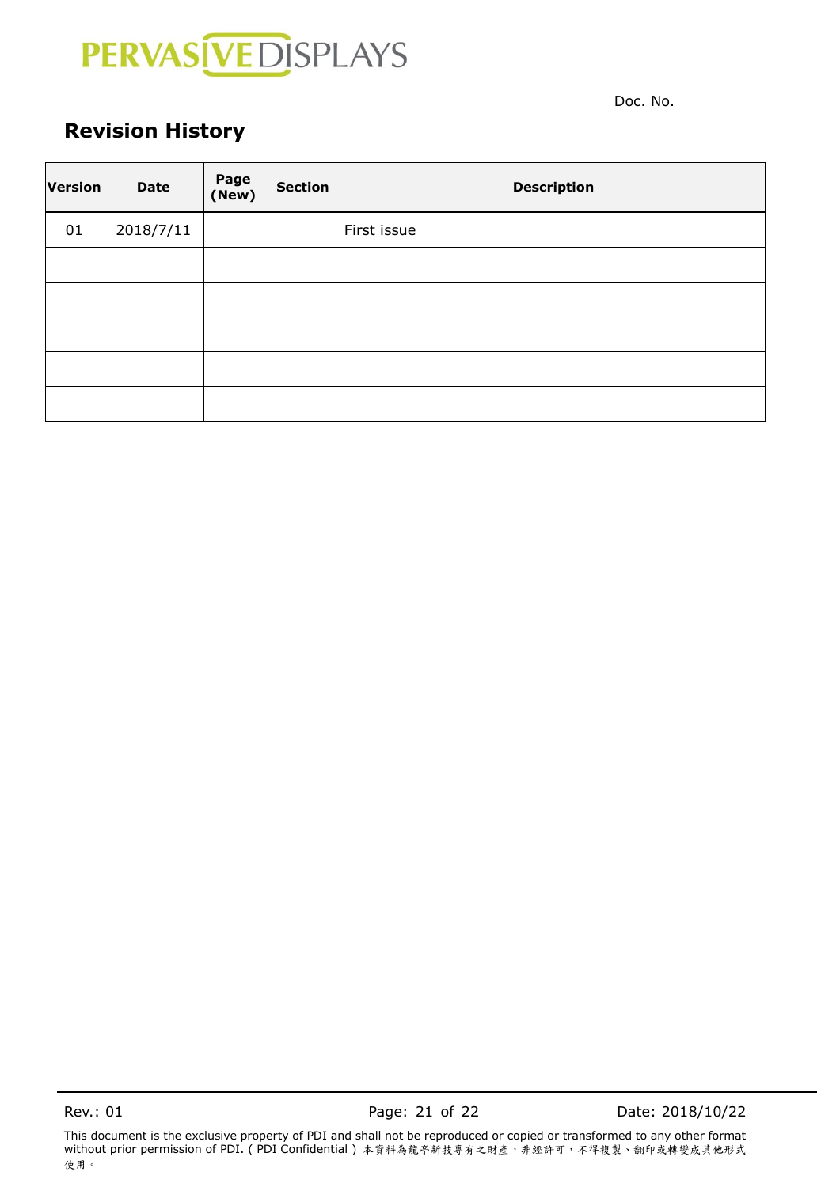Doc. No.

## Revision History

| Version | Date | Page (New) | Section | Description |
|---|---|---|---|---|
| 01 | 2018/7/11 | | | First issue |
| | | | | |
| | | | | |
| | | | | |
| | | | | |
| | | | | |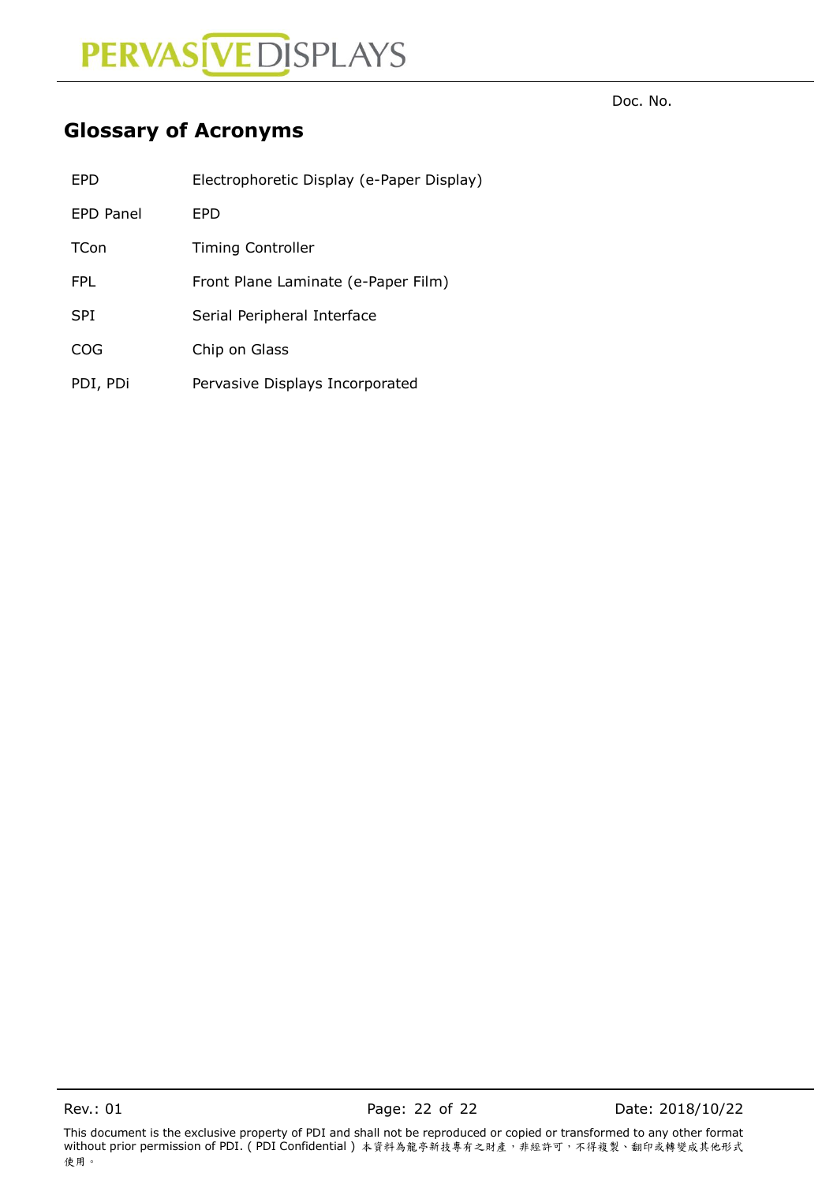## Glossary of Acronyms

| | |
|---|---|
| EPD | Electrophoretic Display (e-Paper Display) |
| EPD Panel | EPD |
| TCon | Timing Controller |
| FPL | Front Plane Laminate (e-Paper Film) |
| SPI | Serial Peripheral Interface |
| COG | Chip on Glass |
| PDI, PDi | Pervasive Displays Incorporated |